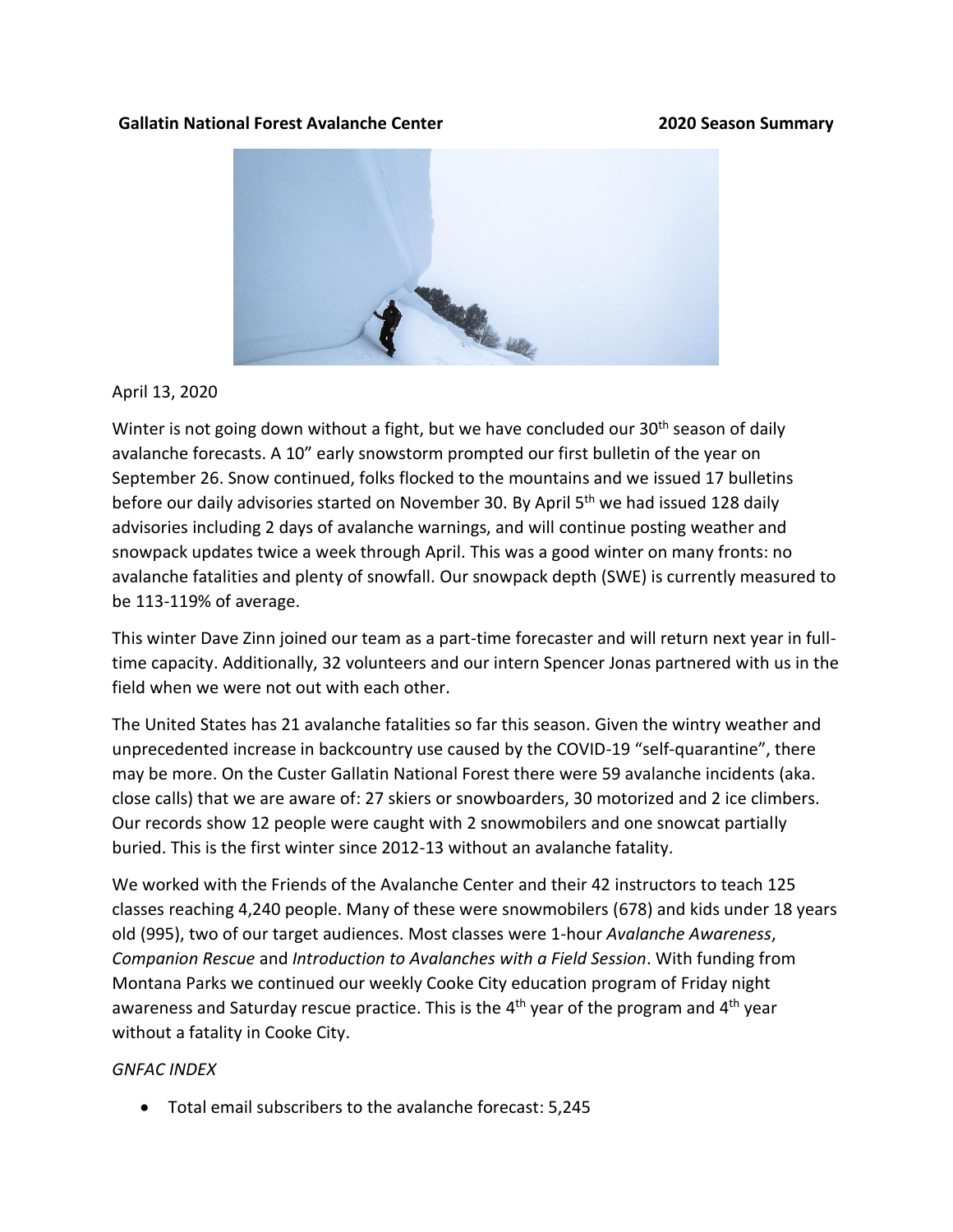**Gallatin National Forest Avalanche Center** **2020 Season Summary**

April 13, 2020

Winter is not going down without a fight, but we have concluded our 30th season of daily avalanche forecasts. A 10" early snowstorm prompted our first bulletin of the year on September 26. Snow continued, folks flocked to the mountains and we issued 17 bulletins before our daily advisories started on November 30. By April 5th we had issued 128 daily advisories including 2 days of avalanche warnings, and will continue posting weather and snowpack updates twice a week through April. This was a good winter on many fronts: no avalanche fatalities and plenty of snowfall. Our snowpack depth (SWE) is currently measured to be 113-119% of average.

This winter Dave Zinn joined our team as a part-time forecaster and will return next year in full-time capacity. Additionally, 32 volunteers and our intern Spencer Jonas partnered with us in the field when we were not out with each other.

The United States has 21 avalanche fatalities so far this season. Given the wintry weather and unprecedented increase in backcountry use caused by the COVID-19 "self-quarantine", there may be more. On the Custer Gallatin National Forest there were 59 avalanche incidents (aka. close calls) that we are aware of: 27 skiers or snowboarders, 30 motorized and 2 ice climbers. Our records show 12 people were caught with 2 snowmobilers and one snowcat partially buried. This is the first winter since 2012-13 without an avalanche fatality.

We worked with the Friends of the Avalanche Center and their 42 instructors to teach 125 classes reaching 4,240 people. Many of these were snowmobilers (678) and kids under 18 years old (995), two of our target audiences. Most classes were 1-hour *Avalanche Awareness*, *Companion Rescue* and *Introduction to Avalanches with a Field Session*. With funding from Montana Parks we continued our weekly Cooke City education program of Friday night awareness and Saturday rescue practice. This is the 4th year of the program and 4th year without a fatality in Cooke City.

*GNFAC INDEX*

- Total email subscribers to the avalanche forecast: 5,245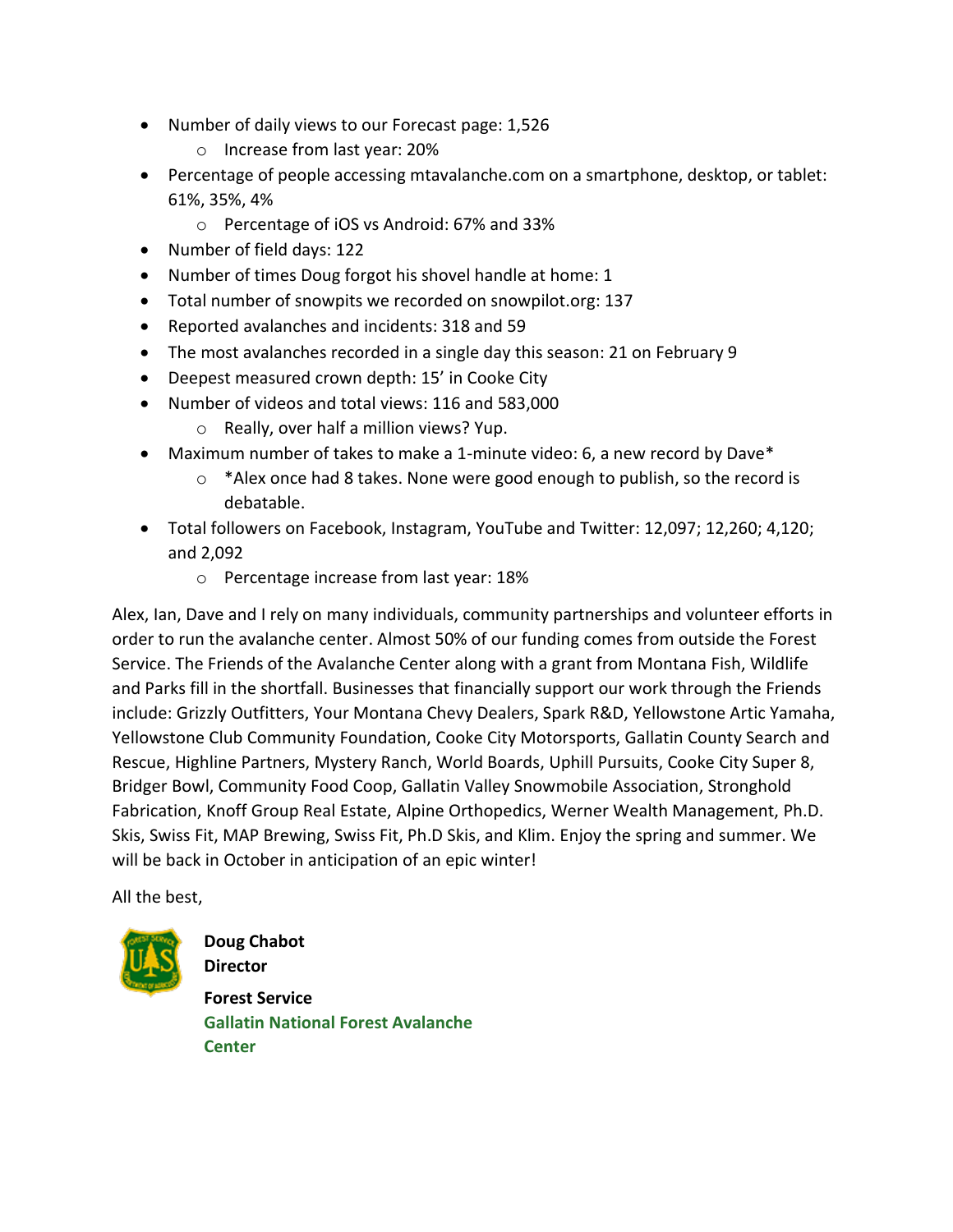- Number of daily views to our Forecast page: 1,526
    - Increase from last year: 20%
- Percentage of people accessing mtavalanche.com on a smartphone, desktop, or tablet: 61%, 35%, 4%
    - Percentage of iOS vs Android: 67% and 33%
- Number of field days: 122
- Number of times Doug forgot his shovel handle at home: 1
- Total number of snowpits we recorded on snowpilot.org: 137
- Reported avalanches and incidents: 318 and 59
- The most avalanches recorded in a single day this season: 21 on February 9
- Deepest measured crown depth: 15' in Cooke City
- Number of videos and total views: 116 and 583,000
    - Really, over half a million views? Yup.
- Maximum number of takes to make a 1-minute video: 6, a new record by Dave*
    - *Alex once had 8 takes. None were good enough to publish, so the record is debatable.
- Total followers on Facebook, Instagram, YouTube and Twitter: 12,097; 12,260; 4,120; and 2,092
    - Percentage increase from last year: 18%

Alex, Ian, Dave and I rely on many individuals, community partnerships and volunteer efforts in order to run the avalanche center. Almost 50% of our funding comes from outside the Forest Service. The Friends of the Avalanche Center along with a grant from Montana Fish, Wildlife and Parks fill in the shortfall. Businesses that financially support our work through the Friends include: Grizzly Outfitters, Your Montana Chevy Dealers, Spark R&D, Yellowstone Artic Yamaha, Yellowstone Club Community Foundation, Cooke City Motorsports, Gallatin County Search and Rescue, Highline Partners, Mystery Ranch, World Boards, Uphill Pursuits, Cooke City Super 8, Bridger Bowl, Community Food Coop, Gallatin Valley Snowmobile Association, Stronghold Fabrication, Knoff Group Real Estate, Alpine Orthopedics, Werner Wealth Management, Ph.D. Skis, Swiss Fit, MAP Brewing, Swiss Fit, Ph.D Skis, and Klim. Enjoy the spring and summer. We will be back in October in anticipation of an epic winter!

All the best,

**Doug Chabot**
**Director**

**Forest Service**
**Gallatin National Forest Avalanche Center**